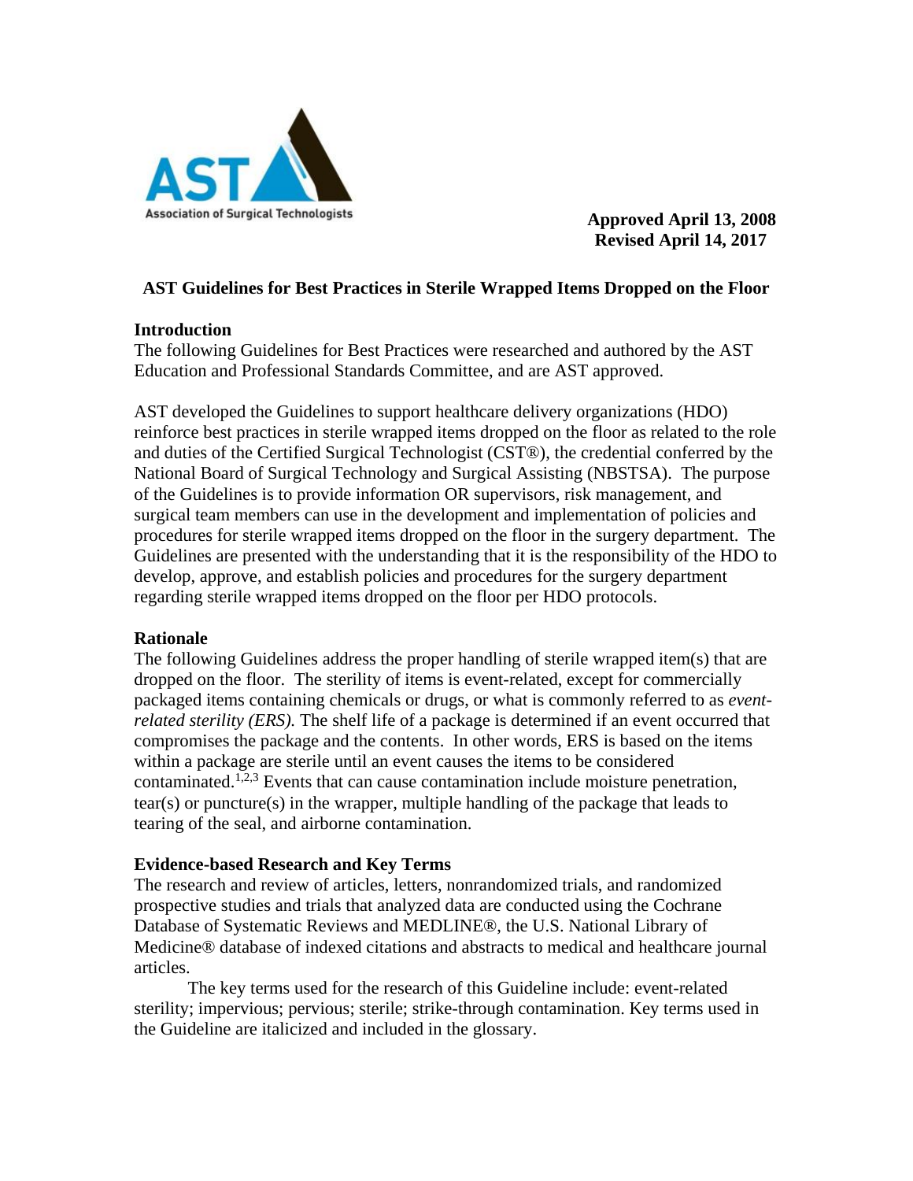Association of Surgical Technologists

**Approved April 13, 2008**
**Revised April 14, 2017**

# AST Guidelines for Best Practices in Sterile Wrapped Items Dropped on the Floor

## Introduction

The following Guidelines for Best Practices were researched and authored by the AST Education and Professional Standards Committee, and are AST approved.

AST developed the Guidelines to support healthcare delivery organizations (HDO) reinforce best practices in sterile wrapped items dropped on the floor as related to the role and duties of the Certified Surgical Technologist (CST®), the credential conferred by the National Board of Surgical Technology and Surgical Assisting (NBSTSA). The purpose of the Guidelines is to provide information OR supervisors, risk management, and surgical team members can use in the development and implementation of policies and procedures for sterile wrapped items dropped on the floor in the surgery department. The Guidelines are presented with the understanding that it is the responsibility of the HDO to develop, approve, and establish policies and procedures for the surgery department regarding sterile wrapped items dropped on the floor per HDO protocols.

## Rationale

The following Guidelines address the proper handling of sterile wrapped item(s) that are dropped on the floor. The sterility of items is event-related, except for commercially packaged items containing chemicals or drugs, or what is commonly referred to as *event-related sterility (ERS).* The shelf life of a package is determined if an event occurred that compromises the package and the contents. In other words, ERS is based on the items within a package are sterile until an event causes the items to be considered contaminated.[1,2,3] Events that can cause contamination include moisture penetration, tear(s) or puncture(s) in the wrapper, multiple handling of the package that leads to tearing of the seal, and airborne contamination.

## Evidence-based Research and Key Terms

The research and review of articles, letters, nonrandomized trials, and randomized prospective studies and trials that analyzed data are conducted using the Cochrane Database of Systematic Reviews and MEDLINE®, the U.S. National Library of Medicine® database of indexed citations and abstracts to medical and healthcare journal articles.

The key terms used for the research of this Guideline include: event-related sterility; impervious; pervious; sterile; strike-through contamination. Key terms used in the Guideline are italicized and included in the glossary.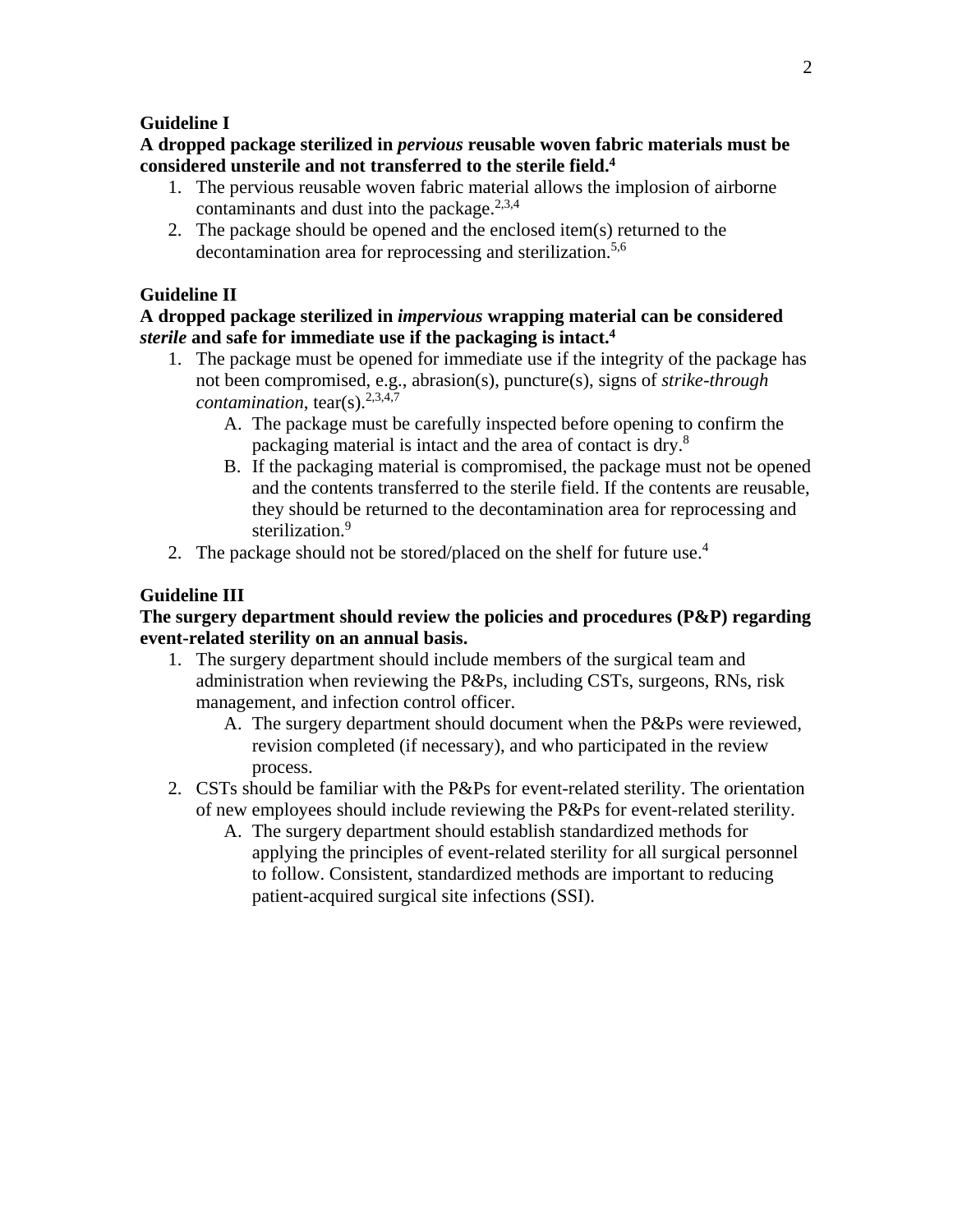### Guideline I

**A dropped package sterilized in *pervious* reusable woven fabric materials must be considered unsterile and not transferred to the sterile field.[4]**

1. The pervious reusable woven fabric material allows the implosion of airborne contaminants and dust into the package.[2,3,4]
2. The package should be opened and the enclosed item(s) returned to the decontamination area for reprocessing and sterilization.[5,6]

### Guideline II

**A dropped package sterilized in *impervious* wrapping material can be considered *sterile* and safe for immediate use if the packaging is intact.[4]**

1. The package must be opened for immediate use if the integrity of the package has not been compromised, e.g., abrasion(s), puncture(s), signs of *strike-through contamination*, tear(s).[2,3,4,7]
   A. The package must be carefully inspected before opening to confirm the packaging material is intact and the area of contact is dry.[8]
   B. If the packaging material is compromised, the package must not be opened and the contents transferred to the sterile field. If the contents are reusable, they should be returned to the decontamination area for reprocessing and sterilization.[9]
2. The package should not be stored/placed on the shelf for future use.[4]

### Guideline III

**The surgery department should review the policies and procedures (P&P) regarding event-related sterility on an annual basis.**

1. The surgery department should include members of the surgical team and administration when reviewing the P&Ps, including CSTs, surgeons, RNs, risk management, and infection control officer.
   A. The surgery department should document when the P&Ps were reviewed, revision completed (if necessary), and who participated in the review process.
2. CSTs should be familiar with the P&Ps for event-related sterility. The orientation of new employees should include reviewing the P&Ps for event-related sterility.
   A. The surgery department should establish standardized methods for applying the principles of event-related sterility for all surgical personnel to follow. Consistent, standardized methods are important to reducing patient-acquired surgical site infections (SSI).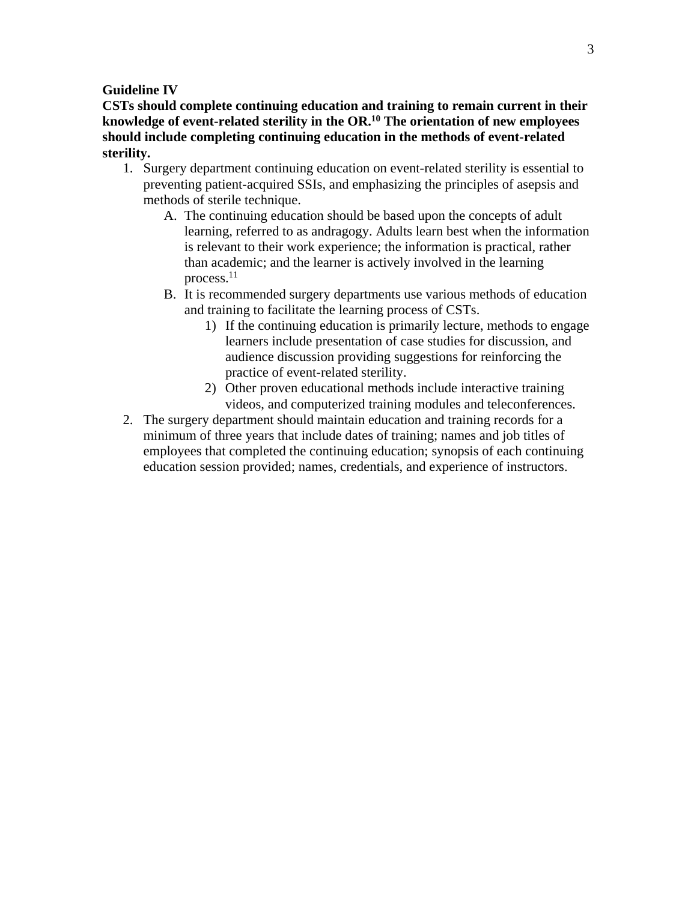**Guideline IV**

**CSTs should complete continuing education and training to remain current in their knowledge of event-related sterility in the OR.[10] The orientation of new employees should include completing continuing education in the methods of event-related sterility.**

1. Surgery department continuing education on event-related sterility is essential to preventing patient-acquired SSIs, and emphasizing the principles of asepsis and methods of sterile technique.
   A. The continuing education should be based upon the concepts of adult learning, referred to as andragogy. Adults learn best when the information is relevant to their work experience; the information is practical, rather than academic; and the learner is actively involved in the learning process.[11]
   B. It is recommended surgery departments use various methods of education and training to facilitate the learning process of CSTs.
      1) If the continuing education is primarily lecture, methods to engage learners include presentation of case studies for discussion, and audience discussion providing suggestions for reinforcing the practice of event-related sterility.
      2) Other proven educational methods include interactive training videos, and computerized training modules and teleconferences.
2. The surgery department should maintain education and training records for a minimum of three years that include dates of training; names and job titles of employees that completed the continuing education; synopsis of each continuing education session provided; names, credentials, and experience of instructors.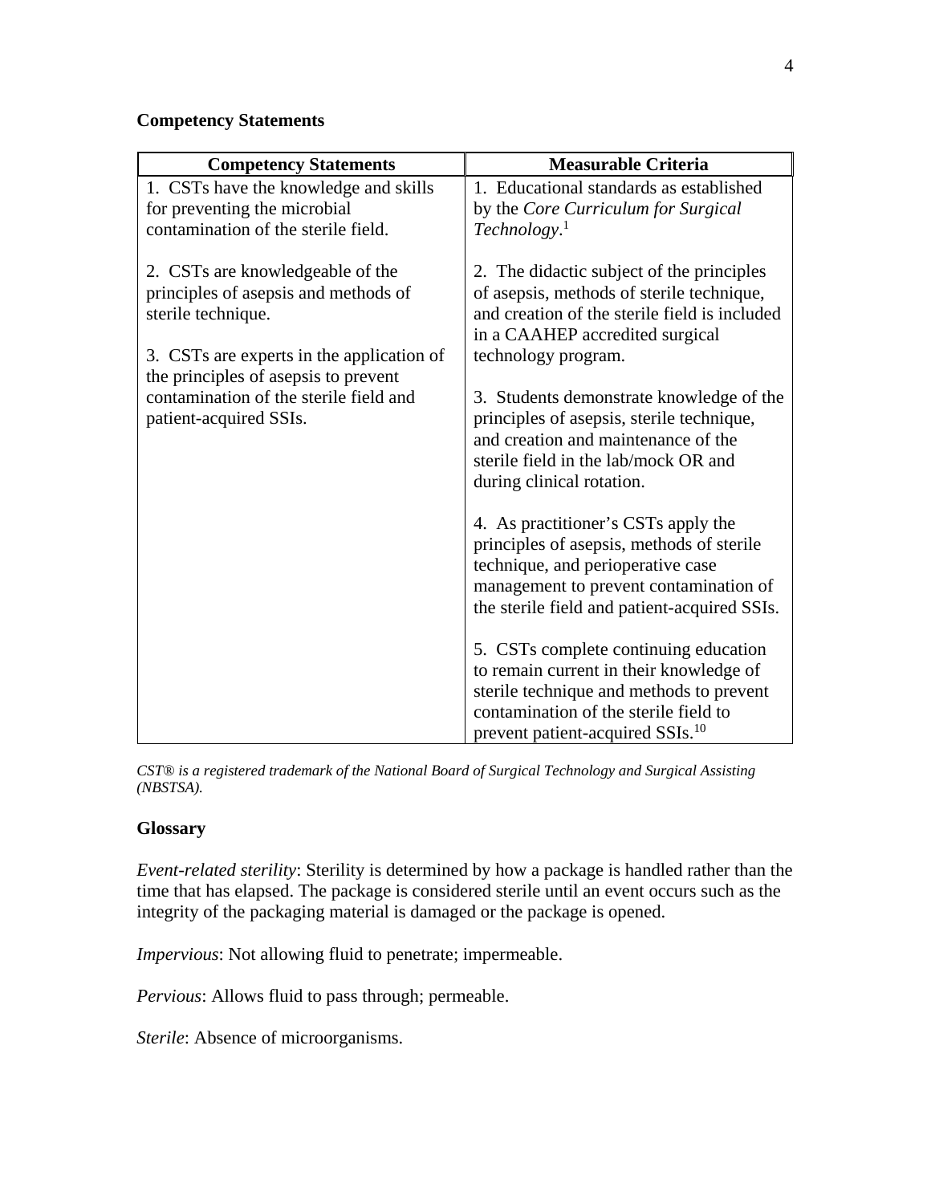**Competency Statements**

| Competency Statements | Measurable Criteria |
|---|---|
| 1. CSTs have the knowledge and skills for preventing the microbial contamination of the sterile field.<br><br>2. CSTs are knowledgeable of the principles of asepsis and methods of sterile technique.<br><br>3. CSTs are experts in the application of the principles of asepsis to prevent contamination of the sterile field and patient-acquired SSIs. | 1. Educational standards as established by the *Core Curriculum for Surgical Technology*.[1]<br><br>2. The didactic subject of the principles of asepsis, methods of sterile technique, and creation of the sterile field is included in a CAAHEP accredited surgical technology program.<br><br>3. Students demonstrate knowledge of the principles of asepsis, sterile technique, and creation and maintenance of the sterile field in the lab/mock OR and during clinical rotation.<br><br>4. As practitioner's CSTs apply the principles of asepsis, methods of sterile technique, and perioperative case management to prevent contamination of the sterile field and patient-acquired SSIs.<br><br>5. CSTs complete continuing education to remain current in their knowledge of sterile technique and methods to prevent contamination of the sterile field to prevent patient-acquired SSIs.[10] |

*CST® is a registered trademark of the National Board of Surgical Technology and Surgical Assisting (NBSTSA).*

**Glossary**

*Event-related sterility*: Sterility is determined by how a package is handled rather than the time that has elapsed. The package is considered sterile until an event occurs such as the integrity of the packaging material is damaged or the package is opened.

*Impervious*: Not allowing fluid to penetrate; impermeable.

*Pervious*: Allows fluid to pass through; permeable.

*Sterile*: Absence of microorganisms.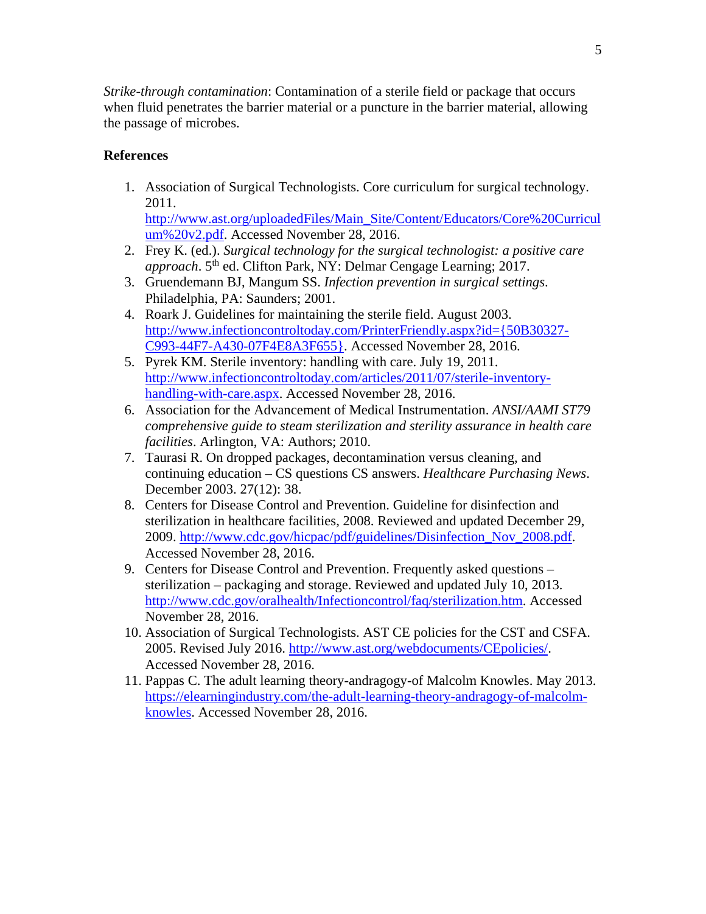*Strike-through contamination*: Contamination of a sterile field or package that occurs when fluid penetrates the barrier material or a puncture in the barrier material, allowing the passage of microbes.

**References**

1. Association of Surgical Technologists. Core curriculum for surgical technology. 2011. http://www.ast.org/uploadedFiles/Main_Site/Content/Educators/Core%20Curriculum%20v2.pdf. Accessed November 28, 2016.
2. Frey K. (ed.). *Surgical technology for the surgical technologist: a positive care approach*. 5th ed. Clifton Park, NY: Delmar Cengage Learning; 2017.
3. Gruendemann BJ, Mangum SS. *Infection prevention in surgical settings*. Philadelphia, PA: Saunders; 2001.
4. Roark J. Guidelines for maintaining the sterile field. August 2003. http://www.infectioncontroltoday.com/PrinterFriendly.aspx?id={50B30327-C993-44F7-A430-07F4E8A3F655}. Accessed November 28, 2016.
5. Pyrek KM. Sterile inventory: handling with care. July 19, 2011. http://www.infectioncontroltoday.com/articles/2011/07/sterile-inventory-handling-with-care.aspx. Accessed November 28, 2016.
6. Association for the Advancement of Medical Instrumentation. *ANSI/AAMI ST79 comprehensive guide to steam sterilization and sterility assurance in health care facilities*. Arlington, VA: Authors; 2010.
7. Taurasi R. On dropped packages, decontamination versus cleaning, and continuing education – CS questions CS answers. *Healthcare Purchasing News*. December 2003. 27(12): 38.
8. Centers for Disease Control and Prevention. Guideline for disinfection and sterilization in healthcare facilities, 2008. Reviewed and updated December 29, 2009. http://www.cdc.gov/hicpac/pdf/guidelines/Disinfection_Nov_2008.pdf. Accessed November 28, 2016.
9. Centers for Disease Control and Prevention. Frequently asked questions – sterilization – packaging and storage. Reviewed and updated July 10, 2013. http://www.cdc.gov/oralhealth/Infectioncontrol/faq/sterilization.htm. Accessed November 28, 2016.
10. Association of Surgical Technologists. AST CE policies for the CST and CSFA. 2005. Revised July 2016. http://www.ast.org/webdocuments/CEpolicies/. Accessed November 28, 2016.
11. Pappas C. The adult learning theory-andragogy-of Malcolm Knowles. May 2013. https://elearningindustry.com/the-adult-learning-theory-andragogy-of-malcolm-knowles. Accessed November 28, 2016.